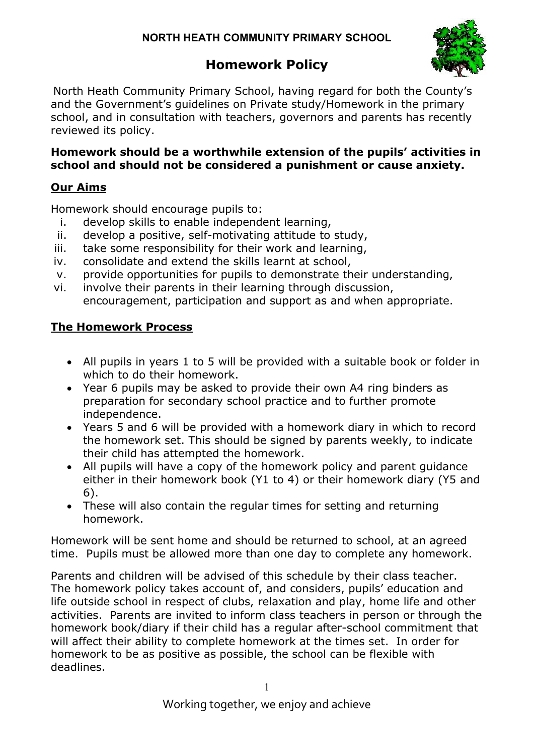**NORTH HEATH COMMUNITY PRIMARY SCHOOL**

# Homework Policy

North Heath Community Primary School, having regard for both the County's and the Government's guidelines on Private study/Homework in the primary school, and in consultation with teachers, governors and parents has recently reviewed its policy.

**Homework should be a worthwhile extension of the pupils' activities in school and should not be considered a punishment or cause anxiety.**

## Our Aims

Homework should encourage pupils to:

i. develop skills to enable independent learning,
ii. develop a positive, self-motivating attitude to study,
iii. take some responsibility for their work and learning,
iv. consolidate and extend the skills learnt at school,
v. provide opportunities for pupils to demonstrate their understanding,
vi. involve their parents in their learning through discussion, encouragement, participation and support as and when appropriate.

## The Homework Process

- All pupils in years 1 to 5 will be provided with a suitable book or folder in which to do their homework.
- Year 6 pupils may be asked to provide their own A4 ring binders as preparation for secondary school practice and to further promote independence.
- Years 5 and 6 will be provided with a homework diary in which to record the homework set. This should be signed by parents weekly, to indicate their child has attempted the homework.
- All pupils will have a copy of the homework policy and parent guidance either in their homework book (Y1 to 4) or their homework diary (Y5 and 6).
- These will also contain the regular times for setting and returning homework.

Homework will be sent home and should be returned to school, at an agreed time. Pupils must be allowed more than one day to complete any homework.

Parents and children will be advised of this schedule by their class teacher. The homework policy takes account of, and considers, pupils' education and life outside school in respect of clubs, relaxation and play, home life and other activities. Parents are invited to inform class teachers in person or through the homework book/diary if their child has a regular after-school commitment that will affect their ability to complete homework at the times set. In order for homework to be as positive as possible, the school can be flexible with deadlines.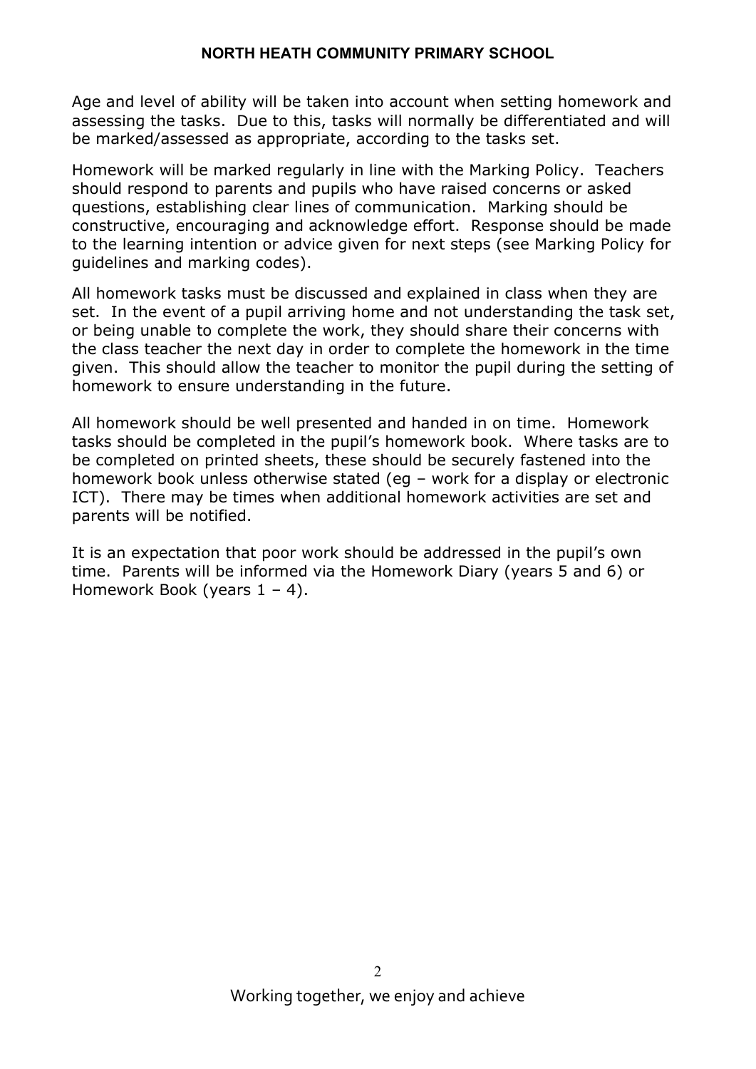Age and level of ability will be taken into account when setting homework and assessing the tasks. Due to this, tasks will normally be differentiated and will be marked/assessed as appropriate, according to the tasks set.

Homework will be marked regularly in line with the Marking Policy. Teachers should respond to parents and pupils who have raised concerns or asked questions, establishing clear lines of communication. Marking should be constructive, encouraging and acknowledge effort. Response should be made to the learning intention or advice given for next steps (see Marking Policy for guidelines and marking codes).

All homework tasks must be discussed and explained in class when they are set. In the event of a pupil arriving home and not understanding the task set, or being unable to complete the work, they should share their concerns with the class teacher the next day in order to complete the homework in the time given. This should allow the teacher to monitor the pupil during the setting of homework to ensure understanding in the future.

All homework should be well presented and handed in on time. Homework tasks should be completed in the pupil's homework book. Where tasks are to be completed on printed sheets, these should be securely fastened into the homework book unless otherwise stated (eg – work for a display or electronic ICT). There may be times when additional homework activities are set and parents will be notified.

It is an expectation that poor work should be addressed in the pupil's own time. Parents will be informed via the Homework Diary (years 5 and 6) or Homework Book (years 1 – 4).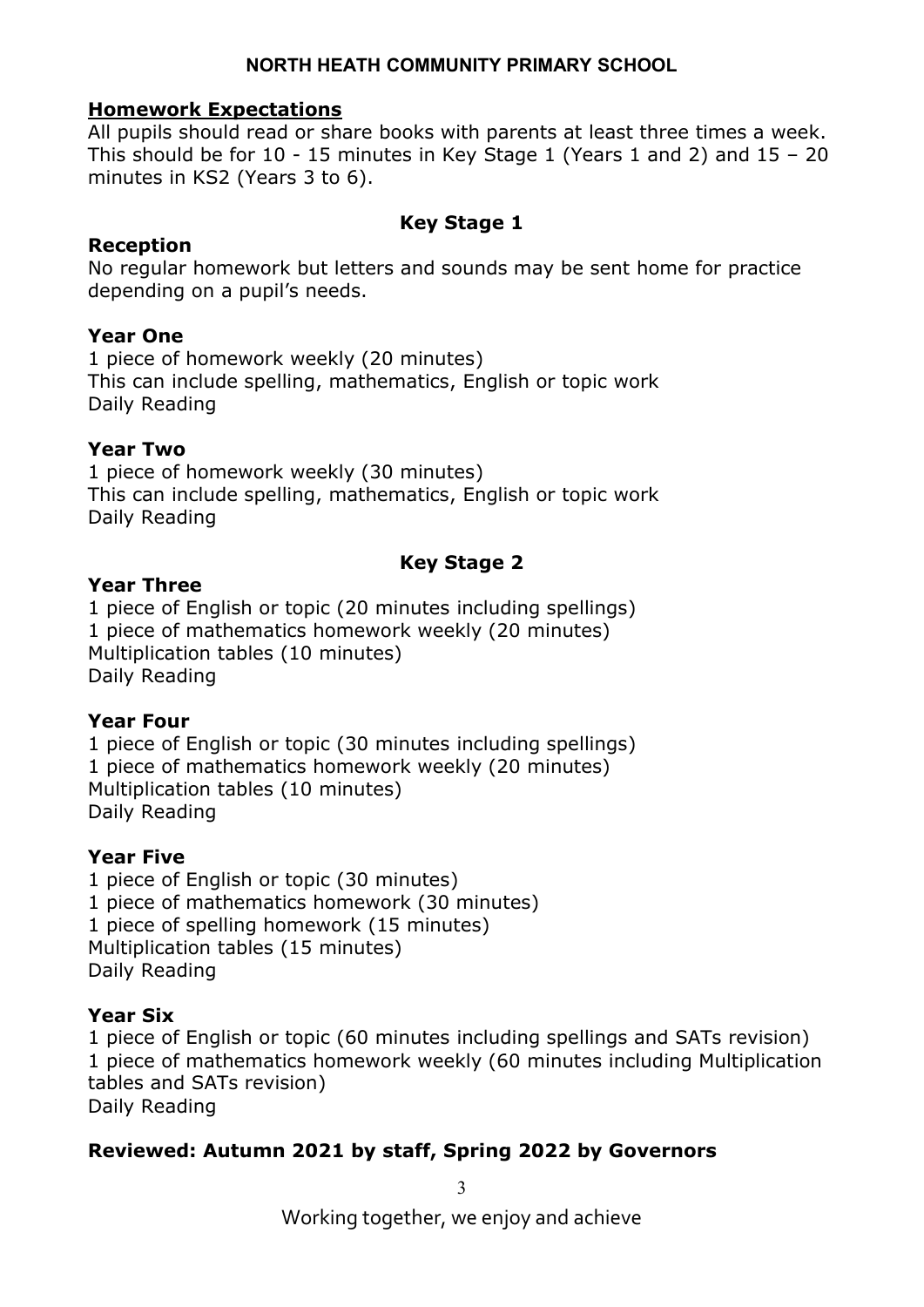## Homework Expectations

All pupils should read or share books with parents at least three times a week. This should be for 10 - 15 minutes in Key Stage 1 (Years 1 and 2) and 15 – 20 minutes in KS2 (Years 3 to 6).

### Key Stage 1

**Reception**

No regular homework but letters and sounds may be sent home for practice depending on a pupil's needs.

**Year One**

1 piece of homework weekly (20 minutes)
This can include spelling, mathematics, English or topic work
Daily Reading

**Year Two**

1 piece of homework weekly (30 minutes)
This can include spelling, mathematics, English or topic work
Daily Reading

### Key Stage 2

**Year Three**

1 piece of English or topic (20 minutes including spellings)
1 piece of mathematics homework weekly (20 minutes)
Multiplication tables (10 minutes)
Daily Reading

**Year Four**

1 piece of English or topic (30 minutes including spellings)
1 piece of mathematics homework weekly (20 minutes)
Multiplication tables (10 minutes)
Daily Reading

**Year Five**

1 piece of English or topic (30 minutes)
1 piece of mathematics homework (30 minutes)
1 piece of spelling homework (15 minutes)
Multiplication tables (15 minutes)
Daily Reading

**Year Six**

1 piece of English or topic (60 minutes including spellings and SATs revision)
1 piece of mathematics homework weekly (60 minutes including Multiplication tables and SATs revision)
Daily Reading

**Reviewed: Autumn 2021 by staff, Spring 2022 by Governors**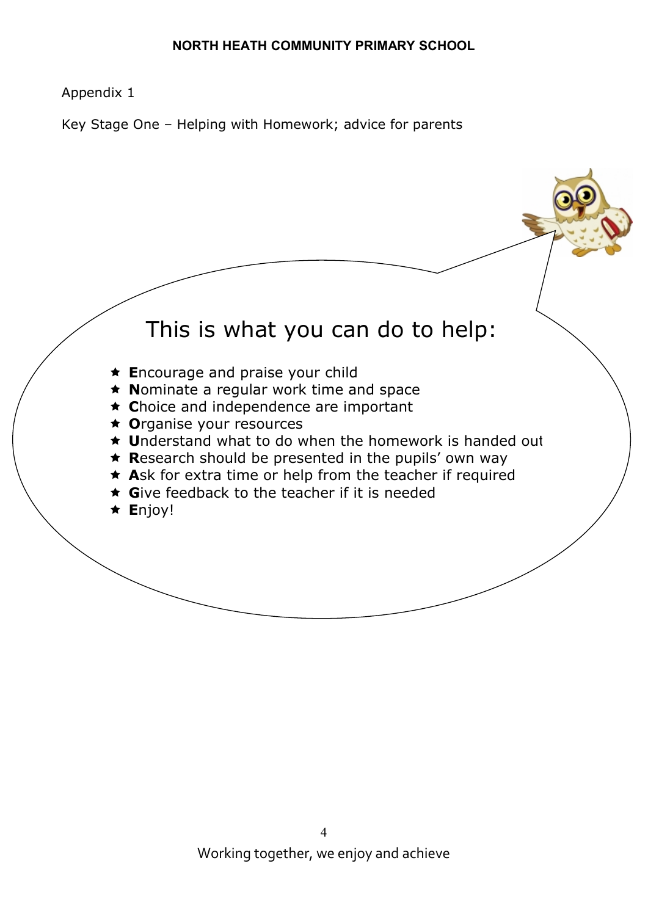Appendix 1

Key Stage One – Helping with Homework; advice for parents

## This is what you can do to help:

- **E**ncourage and praise your child
- **N**ominate a regular work time and space
- **C**hoice and independence are important
- **O**rganise your resources
- **U**nderstand what to do when the homework is handed out
- **R**esearch should be presented in the pupils' own way
- **A**sk for extra time or help from the teacher if required
- **G**ive feedback to the teacher if it is needed
- **E**njoy!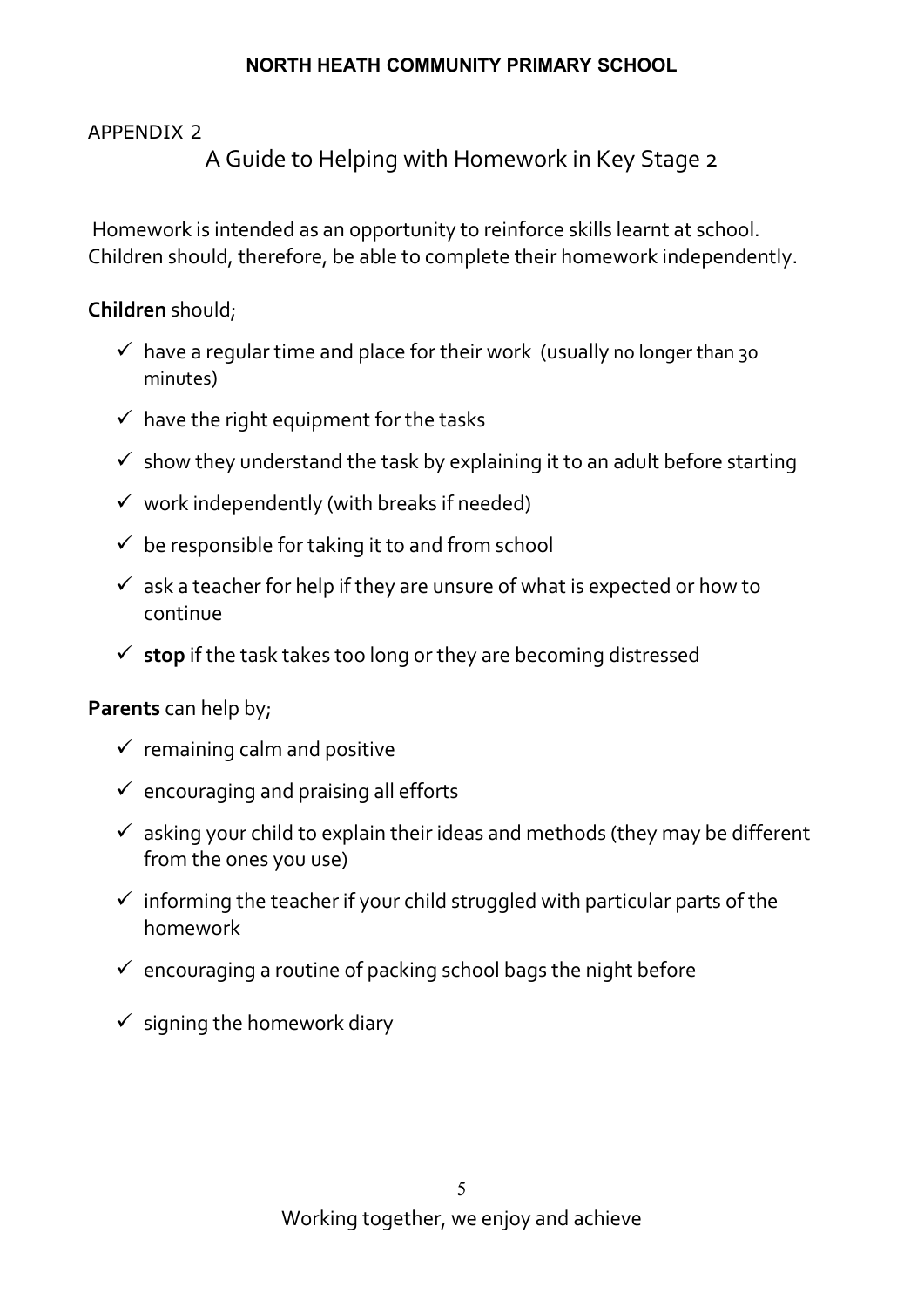APPENDIX 2

## A Guide to Helping with Homework in Key Stage 2

Homework is intended as an opportunity to reinforce skills learnt at school. Children should, therefore, be able to complete their homework independently.

**Children** should;

- ✓ have a regular time and place for their work (usually no longer than 30 minutes)
- ✓ have the right equipment for the tasks
- ✓ show they understand the task by explaining it to an adult before starting
- ✓ work independently (with breaks if needed)
- ✓ be responsible for taking it to and from school
- ✓ ask a teacher for help if they are unsure of what is expected or how to continue
- ✓ **stop** if the task takes too long or they are becoming distressed

**Parents** can help by;

- ✓ remaining calm and positive
- ✓ encouraging and praising all efforts
- ✓ asking your child to explain their ideas and methods (they may be different from the ones you use)
- ✓ informing the teacher if your child struggled with particular parts of the homework
- ✓ encouraging a routine of packing school bags the night before
- ✓ signing the homework diary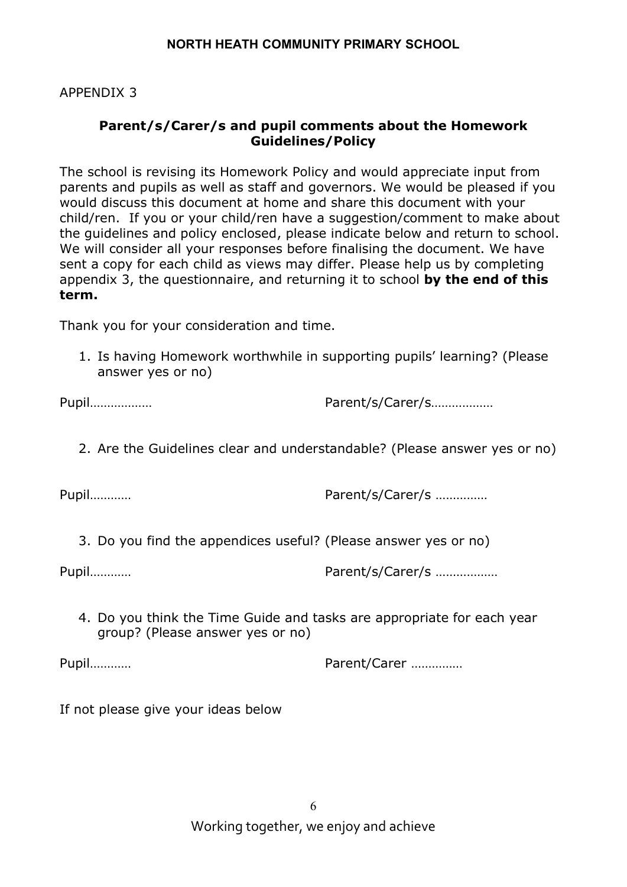APPENDIX 3

## Parent/s/Carer/s and pupil comments about the Homework Guidelines/Policy

The school is revising its Homework Policy and would appreciate input from parents and pupils as well as staff and governors. We would be pleased if you would discuss this document at home and share this document with your child/ren. If you or your child/ren have a suggestion/comment to make about the guidelines and policy enclosed, please indicate below and return to school. We will consider all your responses before finalising the document. We have sent a copy for each child as views may differ. Please help us by completing appendix 3, the questionnaire, and returning it to school **by the end of this term.**

Thank you for your consideration and time.

1. Is having Homework worthwhile in supporting pupils' learning? (Please answer yes or no)

Pupil……………… Parent/s/Carer/s………………

2. Are the Guidelines clear and understandable? (Please answer yes or no)

Pupil………… Parent/s/Carer/s ……………

3. Do you find the appendices useful? (Please answer yes or no)

Pupil………… Parent/s/Carer/s ………………

4. Do you think the Time Guide and tasks are appropriate for each year group? (Please answer yes or no)

Pupil………… Parent/Carer ……………

If not please give your ideas below

Working together, we enjoy and achieve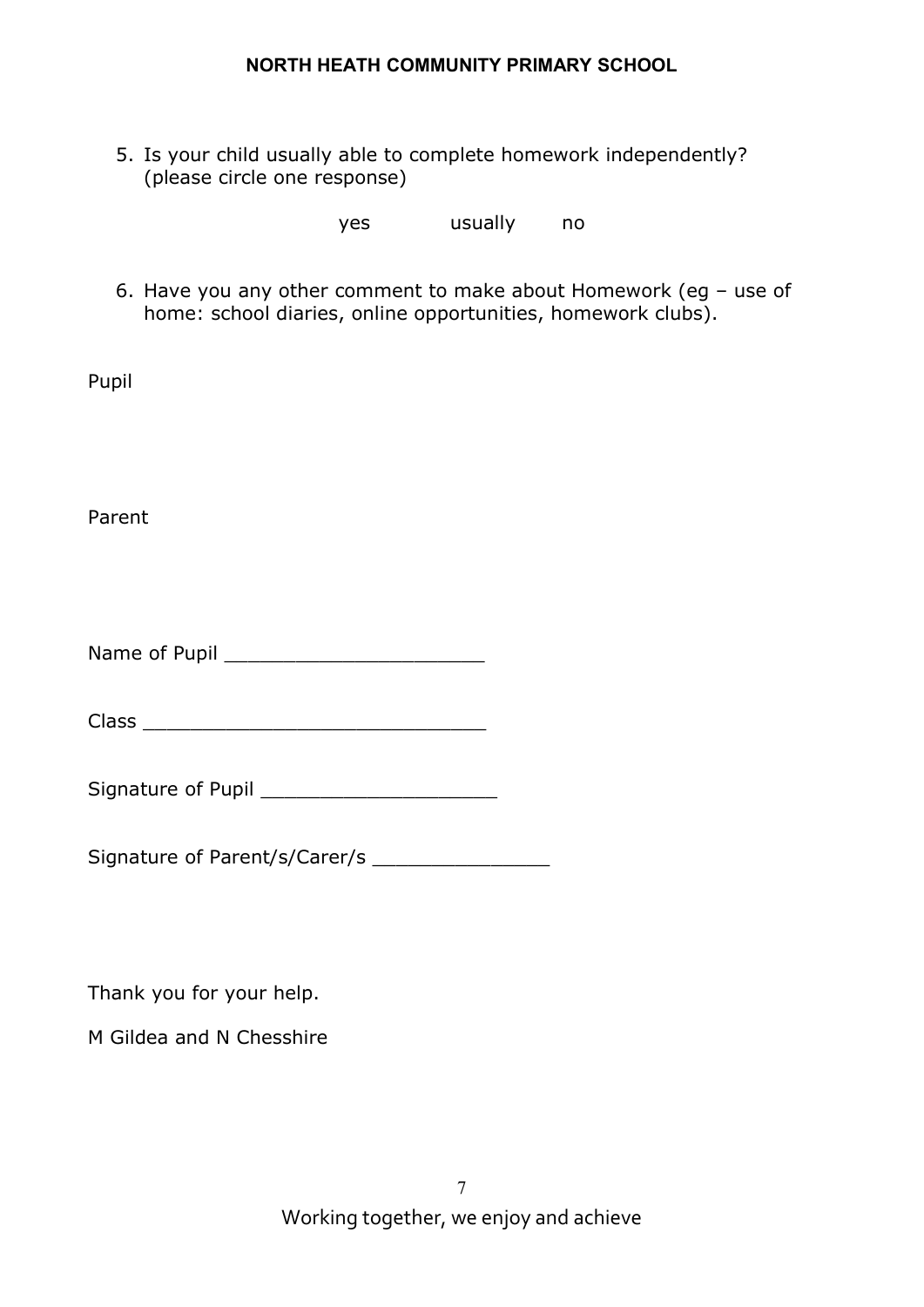5. Is your child usually able to complete homework independently? (please circle one response)

   yes usually no

6. Have you any other comment to make about Homework (eg – use of home: school diaries, online opportunities, homework clubs).

Pupil

Parent

Name of Pupil ______________________

Class _____________________________

Signature of Pupil ____________________

Signature of Parent/s/Carer/s _______________

Thank you for your help.

M Gildea and N Chesshire